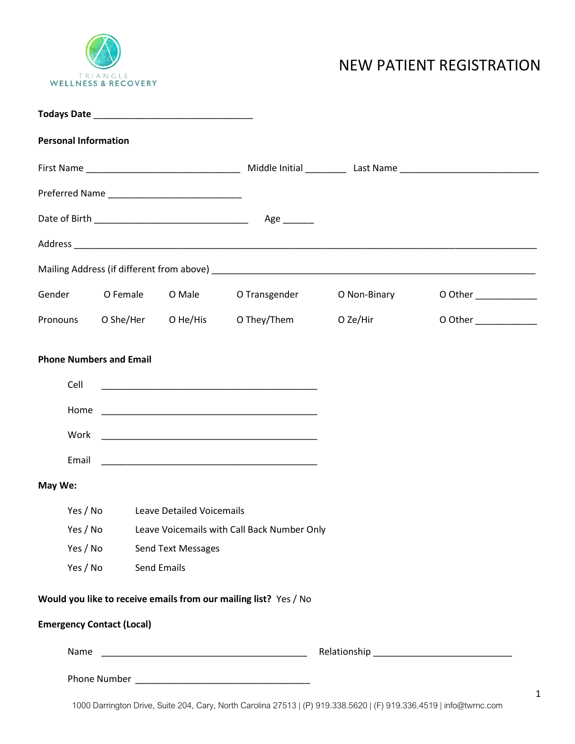TRIANGLE
WELLNESS & RECOVERY

# NEW PATIENT REGISTRATION

**Todays Date** ______________________________

**Personal Information**

First Name ____________________________ Middle Initial _______ Last Name _________________________

Preferred Name ________________________

Date of Birth ____________________________ Age ______

Address _____________________________________________________________________________________

Mailing Address (if different from above) ___________________________________________________________

Gender O Female O Male O Transgender O Non-Binary O Other ___________

Pronouns O She/Her O He/His O They/Them O Ze/Hir O Other ___________

**Phone Numbers and Email**

Cell ________________________________________

Home ________________________________________

Work ________________________________________

Email ________________________________________

**May We:**

Yes / No Leave Detailed Voicemails

Yes / No Leave Voicemails with Call Back Number Only

Yes / No Send Text Messages

Yes / No Send Emails

**Would you like to receive emails from our mailing list?** Yes / No

**Emergency Contact (Local)**

Name ______________________________________ Relationship __________________________

Phone Number __________________________________

1000 Darrington Drive, Suite 204, Cary, North Carolina 27513 | (P) 919.338.5620 | (F) 919.336.4519 | info@twrnc.com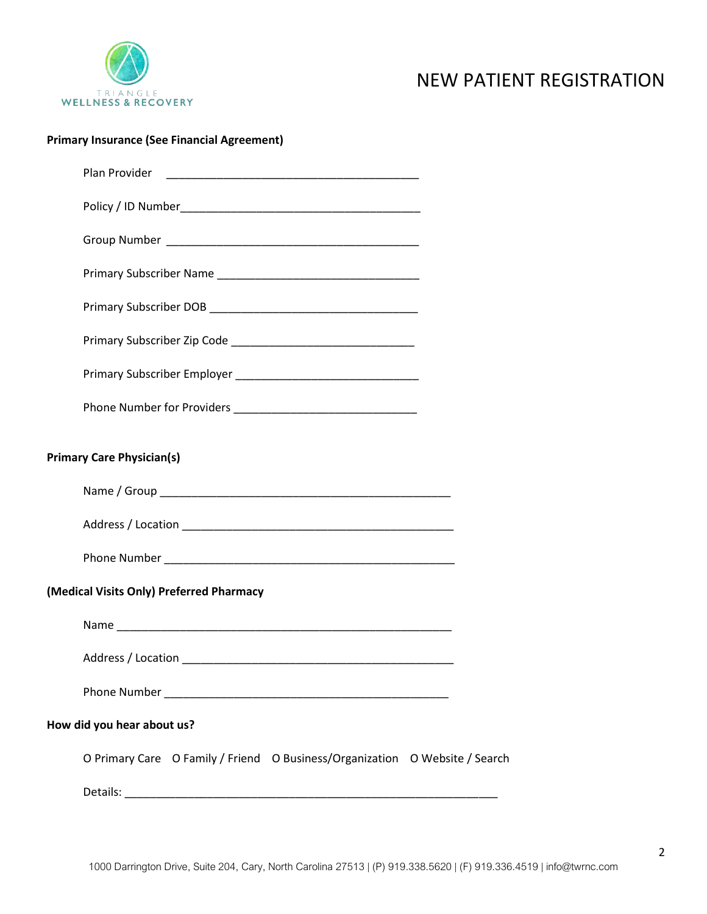TRIANGLE
WELLNESS & RECOVERY

# NEW PATIENT REGISTRATION

**Primary Insurance (See Financial Agreement)**

Plan Provider ________________________________________

Policy / ID Number______________________________________

Group Number ________________________________________

Primary Subscriber Name ________________________________

Primary Subscriber DOB _________________________________

Primary Subscriber Zip Code _____________________________

Primary Subscriber Employer _____________________________

Phone Number for Providers _____________________________

**Primary Care Physician(s)**

Name / Group ______________________________________________

Address / Location ___________________________________________

Phone Number ______________________________________________

**(Medical Visits Only) Preferred Pharmacy**

Name _____________________________________________________

Address / Location ___________________________________________

Phone Number _____________________________________________

**How did you hear about us?**

O Primary Care   O Family / Friend   O Business/Organization   O Website / Search

Details: ___________________________________________________________

1000 Darrington Drive, Suite 204, Cary, North Carolina 27513 | (P) 919.338.5620 | (F) 919.336.4519 | info@twrnc.com